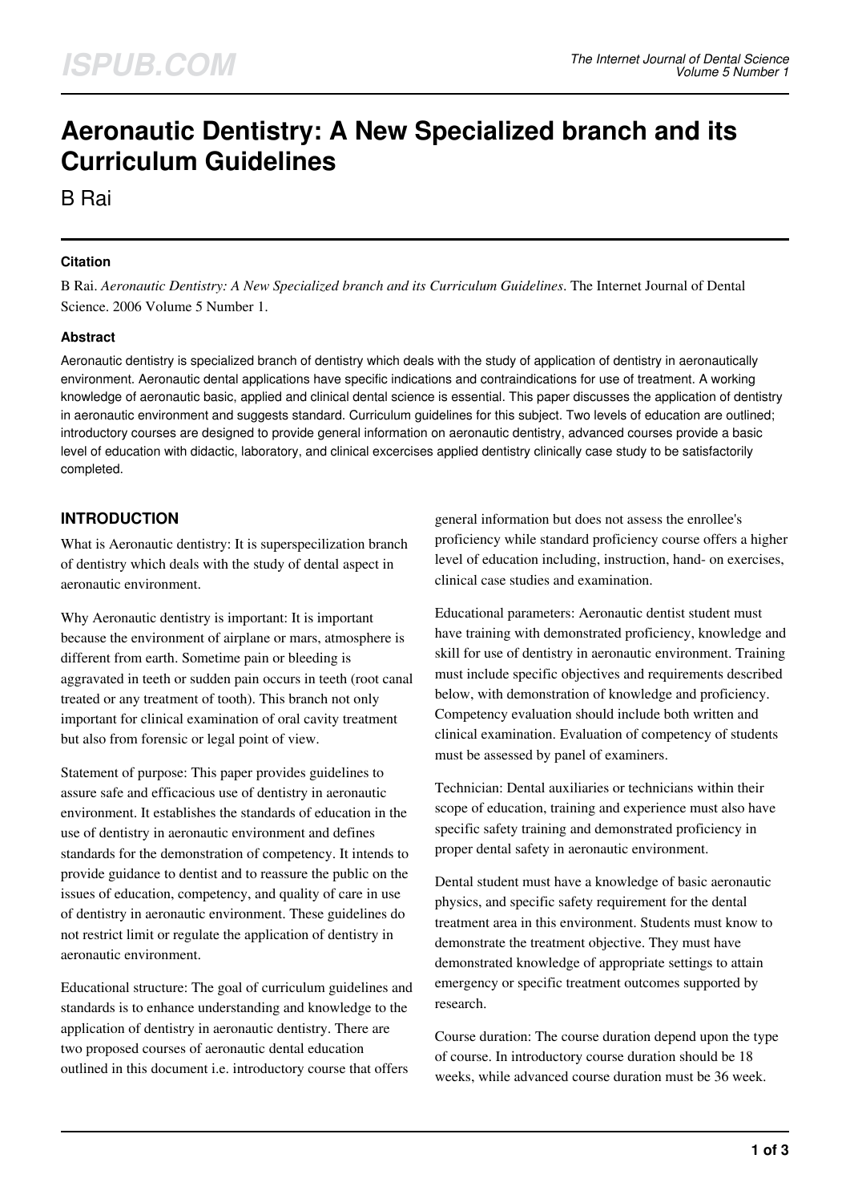# Aeronautic Dentistry: A New Specialized branch and its Curriculum Guidelines

B Rai

### Citation

B Rai. *Aeronautic Dentistry: A New Specialized branch and its Curriculum Guidelines*. The Internet Journal of Dental Science. 2006 Volume 5 Number 1.

### Abstract

Aeronautic dentistry is specialized branch of dentistry which deals with the study of application of dentistry in aeronautically environment. Aeronautic dental applications have specific indications and contraindications for use of treatment. A working knowledge of aeronautic basic, applied and clinical dental science is essential. This paper discusses the application of dentistry in aeronautic environment and suggests standard. Curriculum guidelines for this subject. Two levels of education are outlined; introductory courses are designed to provide general information on aeronautic dentistry, advanced courses provide a basic level of education with didactic, laboratory, and clinical excercises applied dentistry clinically case study to be satisfactorily completed.

## INTRODUCTION

What is Aeronautic dentistry: It is superspecilization branch of dentistry which deals with the study of dental aspect in aeronautic environment.

Why Aeronautic dentistry is important: It is important because the environment of airplane or mars, atmosphere is different from earth. Sometime pain or bleeding is aggravated in teeth or sudden pain occurs in teeth (root canal treated or any treatment of tooth). This branch not only important for clinical examination of oral cavity treatment but also from forensic or legal point of view.

Statement of purpose: This paper provides guidelines to assure safe and efficacious use of dentistry in aeronautic environment. It establishes the standards of education in the use of dentistry in aeronautic environment and defines standards for the demonstration of competency. It intends to provide guidance to dentist and to reassure the public on the issues of education, competency, and quality of care in use of dentistry in aeronautic environment. These guidelines do not restrict limit or regulate the application of dentistry in aeronautic environment.

Educational structure: The goal of curriculum guidelines and standards is to enhance understanding and knowledge to the application of dentistry in aeronautic dentistry. There are two proposed courses of aeronautic dental education outlined in this document i.e. introductory course that offers general information but does not assess the enrollee's proficiency while standard proficiency course offers a higher level of education including, instruction, hand- on exercises, clinical case studies and examination.

Educational parameters: Aeronautic dentist student must have training with demonstrated proficiency, knowledge and skill for use of dentistry in aeronautic environment. Training must include specific objectives and requirements described below, with demonstration of knowledge and proficiency. Competency evaluation should include both written and clinical examination. Evaluation of competency of students must be assessed by panel of examiners.

Technician: Dental auxiliaries or technicians within their scope of education, training and experience must also have specific safety training and demonstrated proficiency in proper dental safety in aeronautic environment.

Dental student must have a knowledge of basic aeronautic physics, and specific safety requirement for the dental treatment area in this environment. Students must know to demonstrate the treatment objective. They must have demonstrated knowledge of appropriate settings to attain emergency or specific treatment outcomes supported by research.

Course duration: The course duration depend upon the type of course. In introductory course duration should be 18 weeks, while advanced course duration must be 36 week.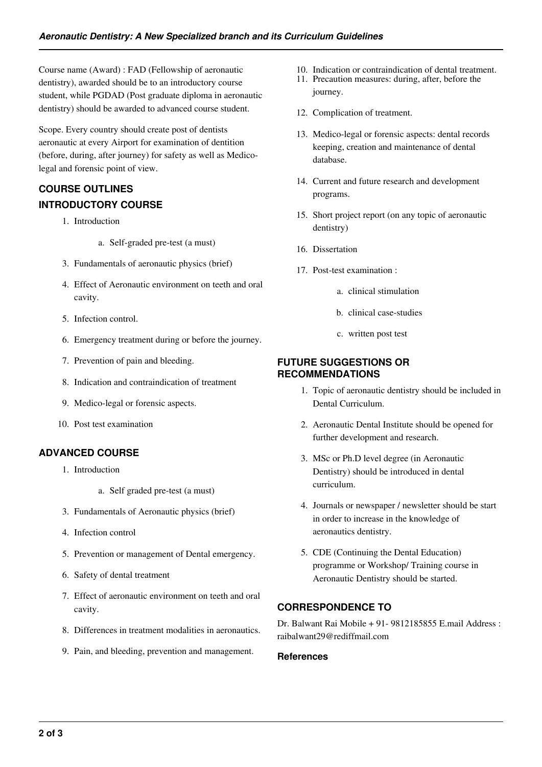Course name (Award) : FAD (Fellowship of aeronautic dentistry), awarded should be to an introductory course student, while PGDAD (Post graduate diploma in aeronautic dentistry) should be awarded to advanced course student.

Scope. Every country should create post of dentists aeronautic at every Airport for examination of dentition (before, during, after journey) for safety as well as Medico-legal and forensic point of view.

## COURSE OUTLINES

### INTRODUCTORY COURSE

1. Introduction
    a. Self-graded pre-test (a must)
3. Fundamentals of aeronautic physics (brief)
4. Effect of Aeronautic environment on teeth and oral cavity.
5. Infection control.
6. Emergency treatment during or before the journey.
7. Prevention of pain and bleeding.
8. Indication and contraindication of treatment
9. Medico-legal or forensic aspects.
10. Post test examination

### ADVANCED COURSE

1. Introduction
    a. Self graded pre-test (a must)
3. Fundamentals of Aeronautic physics (brief)
4. Infection control
5. Prevention or management of Dental emergency.
6. Safety of dental treatment
7. Effect of aeronautic environment on teeth and oral cavity.
8. Differences in treatment modalities in aeronautics.
9. Pain, and bleeding, prevention and management.
10. Indication or contraindication of dental treatment.
11. Precaution measures: during, after, before the journey.
12. Complication of treatment.
13. Medico-legal or forensic aspects: dental records keeping, creation and maintenance of dental database.
14. Current and future research and development programs.
15. Short project report (on any topic of aeronautic dentistry)
16. Dissertation
17. Post-test examination :
    a. clinical stimulation
    b. clinical case-studies
    c. written post test

### FUTURE SUGGESTIONS OR RECOMMENDATIONS

1. Topic of aeronautic dentistry should be included in Dental Curriculum.
2. Aeronautic Dental Institute should be opened for further development and research.
3. MSc or Ph.D level degree (in Aeronautic Dentistry) should be introduced in dental curriculum.
4. Journals or newspaper / newsletter should be start in order to increase in the knowledge of aeronautics dentistry.
5. CDE (Continuing the Dental Education) programme or Workshop/ Training course in Aeronautic Dentistry should be started.

### CORRESPONDENCE TO

Dr. Balwant Rai Mobile + 91- 9812185855 E.mail Address : raibalwant29@rediffmail.com

#### References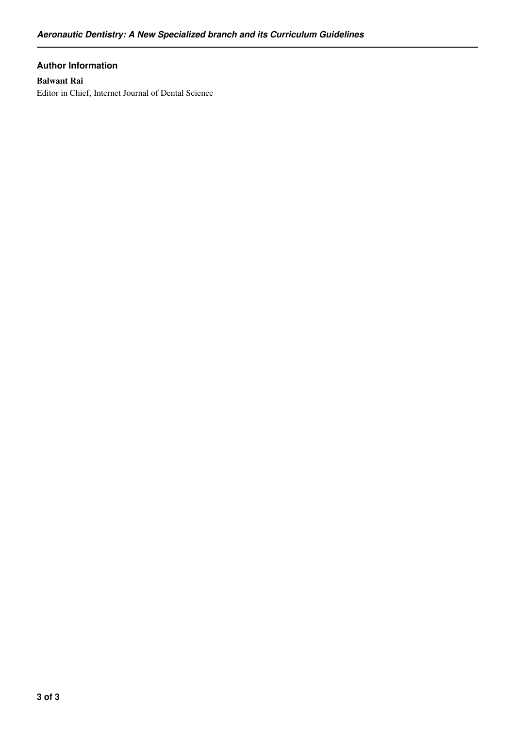## Author Information

**Balwant Rai**

Editor in Chief, Internet Journal of Dental Science